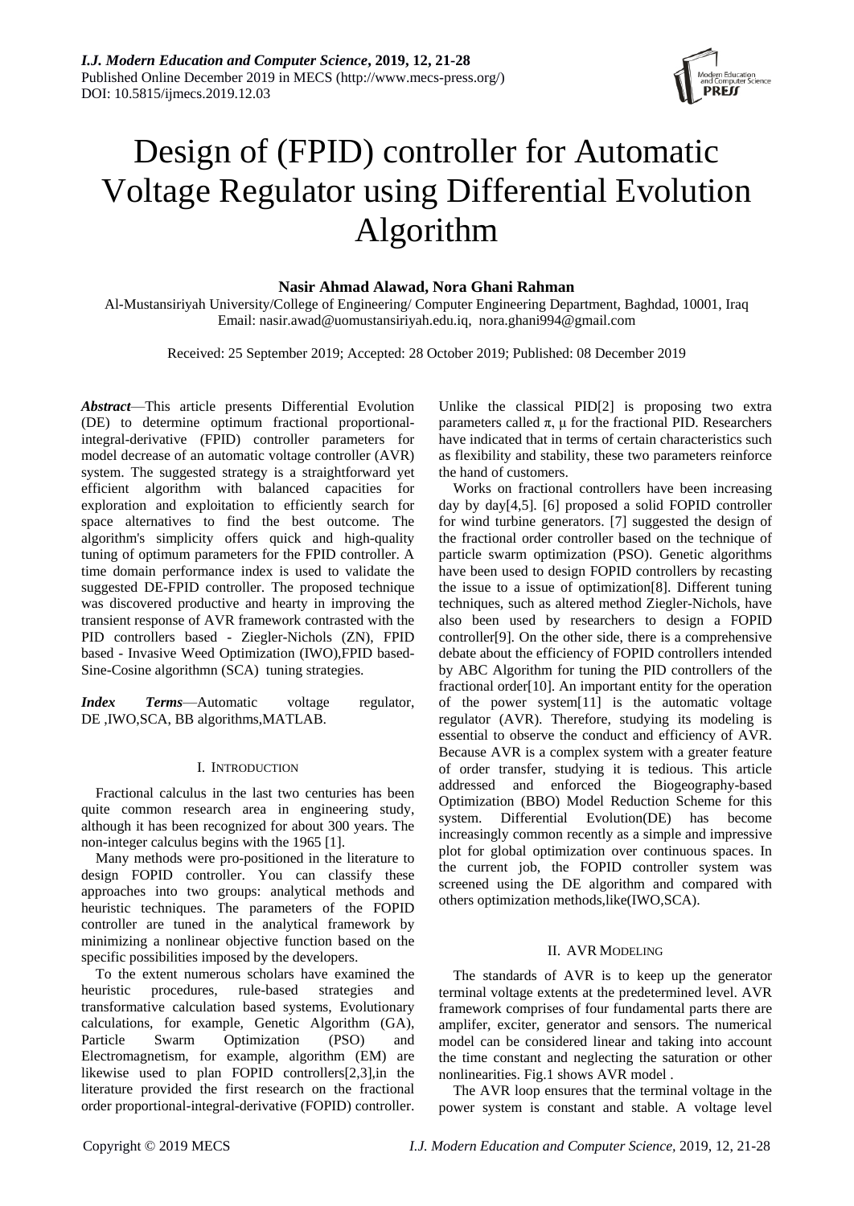*I.J. Modern Education and Computer Science*, **2019, 12, 21-28**
Published Online December 2019 in MECS (http://www.mecs-press.org/)
DOI: 10.5815/ijmecs.2019.12.03

# Design of (FPID) controller for Automatic Voltage Regulator using Differential Evolution Algorithm

**Nasir Ahmad Alawad, Nora Ghani Rahman**

Al-Mustansiriyah University/College of Engineering/ Computer Engineering Department, Baghdad, 10001, Iraq
Email: nasir.awad@uomustansiriyah.edu.iq, nora.ghani994@gmail.com

Received: 25 September 2019; Accepted: 28 October 2019; Published: 08 December 2019

***Abstract***—This article presents Differential Evolution (DE) to determine optimum fractional proportional-integral-derivative (FPID) controller parameters for model decrease of an automatic voltage controller (AVR) system. The suggested strategy is a straightforward yet efficient algorithm with balanced capacities for exploration and exploitation to efficiently search for space alternatives to find the best outcome. The algorithm's simplicity offers quick and high-quality tuning of optimum parameters for the FPID controller. A time domain performance index is used to validate the suggested DE-FPID controller. The proposed technique was discovered productive and hearty in improving the transient response of AVR framework contrasted with the PID controllers based - Ziegler-Nichols (ZN), FPID based - Invasive Weed Optimization (IWO),FPID based-Sine-Cosine algorithmn (SCA) tuning strategies.

***Index Terms***—Automatic voltage regulator, DE ,IWO,SCA, BB algorithms,MATLAB.

## I. Introduction

Fractional calculus in the last two centuries has been quite common research area in engineering study, although it has been recognized for about 300 years. The non-integer calculus begins with the 1965 [1].

Many methods were pro-positioned in the literature to design FOPID controller. You can classify these approaches into two groups: analytical methods and heuristic techniques. The parameters of the FOPID controller are tuned in the analytical framework by minimizing a nonlinear objective function based on the specific possibilities imposed by the developers.

To the extent numerous scholars have examined the heuristic procedures, rule-based strategies and transformative calculation based systems, Evolutionary calculations, for example, Genetic Algorithm (GA), Particle Swarm Optimization (PSO) and Electromagnetism, for example, algorithm (EM) are likewise used to plan FOPID controllers[2,3],in the literature provided the first research on the fractional order proportional-integral-derivative (FOPID) controller. Unlike the classical PID[2] is proposing two extra parameters called π, μ for the fractional PID. Researchers have indicated that in terms of certain characteristics such as flexibility and stability, these two parameters reinforce the hand of customers.

Works on fractional controllers have been increasing day by day[4,5]. [6] proposed a solid FOPID controller for wind turbine generators. [7] suggested the design of the fractional order controller based on the technique of particle swarm optimization (PSO). Genetic algorithms have been used to design FOPID controllers by recasting the issue to a issue of optimization[8]. Different tuning techniques, such as altered method Ziegler-Nichols, have also been used by researchers to design a FOPID controller[9]. On the other side, there is a comprehensive debate about the efficiency of FOPID controllers intended by ABC Algorithm for tuning the PID controllers of the fractional order[10]. An important entity for the operation of the power system[11] is the automatic voltage regulator (AVR). Therefore, studying its modeling is essential to observe the conduct and efficiency of AVR. Because AVR is a complex system with a greater feature of order transfer, studying it is tedious. This article addressed and enforced the Biogeography-based Optimization (BBO) Model Reduction Scheme for this system. Differential Evolution(DE) has become increasingly common recently as a simple and impressive plot for global optimization over continuous spaces. In the current job, the FOPID controller system was screened using the DE algorithm and compared with others optimization methods,like(IWO,SCA).

## II. AVR Modeling

The standards of AVR is to keep up the generator terminal voltage extents at the predetermined level. AVR framework comprises of four fundamental parts there are amplifer, exciter, generator and sensors. The numerical model can be considered linear and taking into account the time constant and neglecting the saturation or other nonlinearities. Fig.1 shows AVR model .

The AVR loop ensures that the terminal voltage in the power system is constant and stable. A voltage level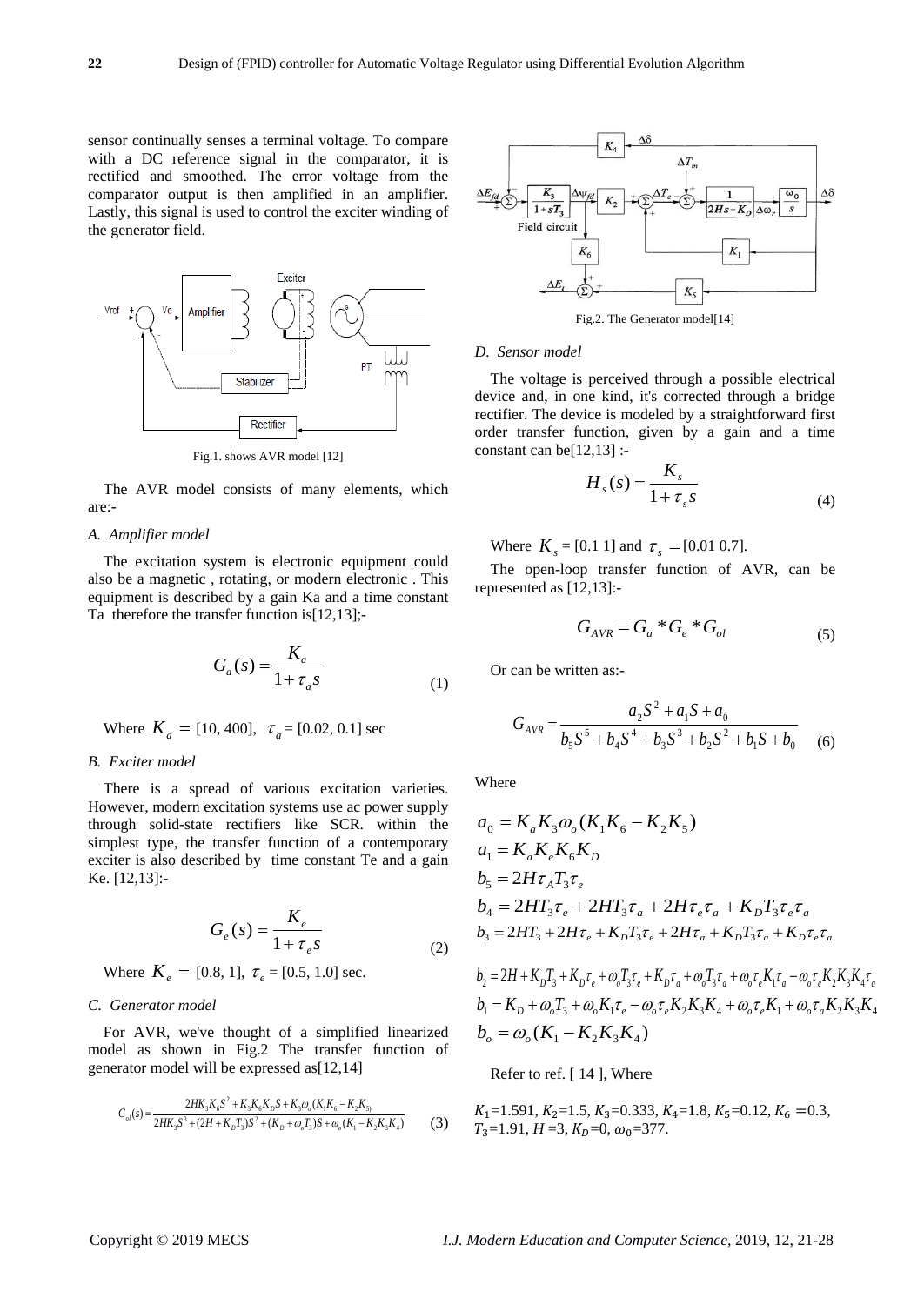sensor continually senses a terminal voltage. To compare with a DC reference signal in the comparator, it is rectified and smoothed. The error voltage from the comparator output is then amplified in an amplifier. Lastly, this signal is used to control the exciter winding of the generator field.

Fig.1. shows AVR model [12]

The AVR model consists of many elements, which are:-

### A. Amplifier model

The excitation system is electronic equipment could also be a magnetic , rotating, or modern electronic . This equipment is described by a gain Ka and a time constant Ta therefore the transfer function is[12,13];-

$$G_a(s) = \frac{K_a}{1+\tau_a s} \tag{1}$$

Where $K_a$ = [10, 400], $\tau_a$ = [0.02, 0.1] sec

### B. Exciter model

There is a spread of various excitation varieties. However, modern excitation systems use ac power supply through solid-state rectifiers like SCR. within the simplest type, the transfer function of a contemporary exciter is also described by time constant Te and a gain Ke. [12,13]:-

$$G_e(s) = \frac{K_e}{1+\tau_e s} \tag{2}$$

Where $K_e$ = [0.8, 1], $\tau_e$ = [0.5, 1.0] sec.

### C. Generator model

For AVR, we've thought of a simplified linearized model as shown in Fig.2 The transfer function of generator model will be expressed as[12,14]

$$G_{ol}(s) = \frac{2HK_3K_6S^2 + K_3K_6K_DS + K_3\omega_o(K_1K_6 - K_2K_5)}{2HK_3S^3 + (2H + K_DT_3)S^2 + (K_D + \omega_oT_3)S + \omega_o(K_1 - K_2K_3K_4)} \tag{3}$$

Fig.2. The Generator model[14]

### D. Sensor model

The voltage is perceived through a possible electrical device and, in one kind, it's corrected through a bridge rectifier. The device is modeled by a straightforward first order transfer function, given by a gain and a time constant can be[12,13] :-

$$H_s(s) = \frac{K_s}{1+\tau_s s} \tag{4}$$

Where $K_s$ = [0.1 1] and $\tau_s$ = [0.01 0.7].

The open-loop transfer function of AVR, can be represented as [12,13]:-

$$G_{AVR} = G_a * G_e * G_{ol} \tag{5}$$

Or can be written as:-

$$G_{AVR} = \frac{a_2S^2 + a_1S + a_0}{b_5S^5 + b_4S^4 + b_3S^3 + b_2S^2 + b_1S + b_0} \tag{6}$$

Where

$$a_0 = K_aK_3\omega_o(K_1K_6 - K_2K_5)$$
$$a_1 = K_aK_eK_6K_D$$
$$b_5 = 2H\tau_AT_3\tau_e$$
$$b_4 = 2HT_3\tau_e + 2HT_3\tau_a + 2H\tau_e\tau_a + K_DT_3\tau_e\tau_a$$
$$b_3 = 2HT_3 + 2H\tau_e + K_DT_3\tau_e + 2H\tau_a + K_DT_3\tau_a + K_D\tau_e\tau_a$$
$$b_2 = 2H + K_DT_3 + K_D\tau_e + \omega_oT_3\tau_e + K_D\tau_a + \omega_oT_3\tau_a + \omega_o\tau_eK_1\tau_a - \omega_o\tau_eK_2K_3K_4\tau_a$$
$$b_1 = K_D + \omega_oT_3 + \omega_oK_1\tau_e - \omega_o\tau_eK_2K_3K_4 + \omega_o\tau_eK_1 + \omega_o\tau_aK_2K_3K_4$$
$$b_o = \omega_o(K_1 - K_2K_3K_4)$$

Refer to ref. [ 14 ], Where

$K_1$=1.591, $K_2$=1.5, $K_3$=0.333, $K_4$=1.8, $K_5$=0.12, $K_6$ =0.3, $T_3$=1.91, $H$ =3, $K_D$=0, $\omega_0$=377.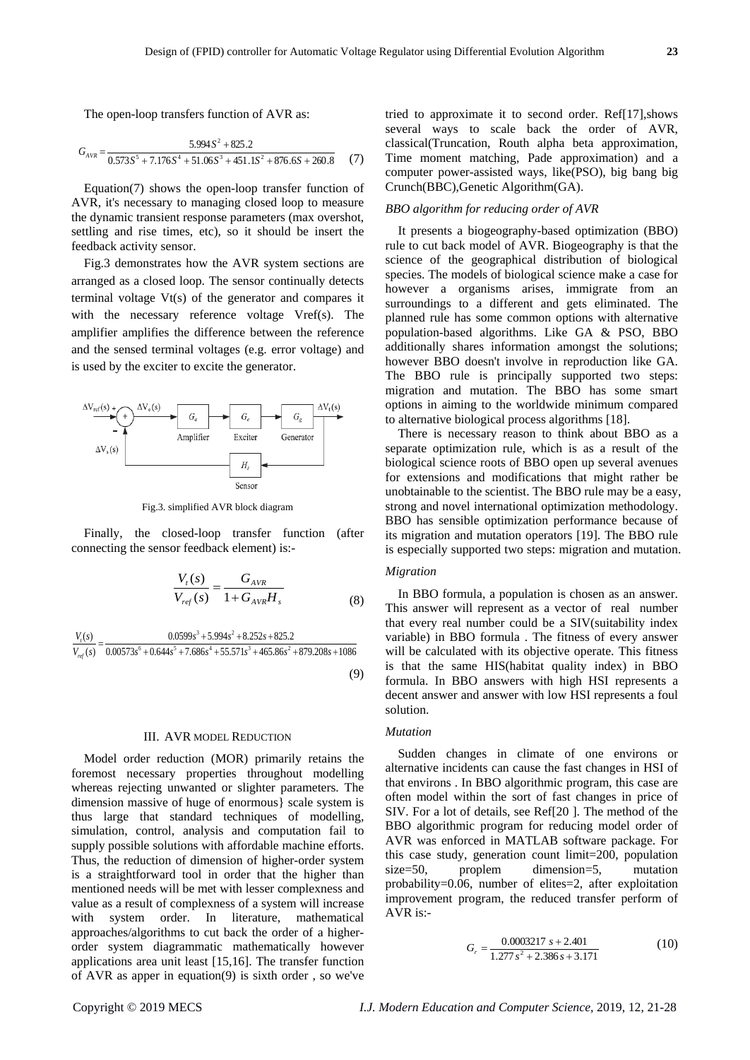The open-loop transfers function of AVR as:

$$G_{AVR} = \frac{5.994S^2 + 825.2}{0.573S^5 + 7.176S^4 + 51.06S^3 + 451.1S^2 + 876.6S + 260.8} \quad (7)$$

Equation(7) shows the open-loop transfer function of AVR, it's necessary to managing closed loop to measure the dynamic transient response parameters (max overshot, settling and rise times, etc), so it should be insert the feedback activity sensor.

Fig.3 demonstrates how the AVR system sections are arranged as a closed loop. The sensor continually detects terminal voltage Vt(s) of the generator and compares it with the necessary reference voltage Vref(s). The amplifier amplifies the difference between the reference and the sensed terminal voltages (e.g. error voltage) and is used by the exciter to excite the generator.

Fig.3. simplified AVR block diagram

Finally, the closed-loop transfer function (after connecting the sensor feedback element) is:-

$$\frac{V_t(s)}{V_{ref}(s)} = \frac{G_{AVR}}{1 + G_{AVR}H_s} \quad (8)$$

$$\frac{V_t(s)}{V_{ref}(s)} = \frac{0.0599s^3 + 5.994s^2 + 8.252s + 825.2}{0.00573s^6 + 0.644s^5 + 7.686s^4 + 55.571s^3 + 465.86s^2 + 879.208s + 1086} \quad (9)$$

## III. AVR Model Reduction

Model order reduction (MOR) primarily retains the foremost necessary properties throughout modelling whereas rejecting unwanted or slighter parameters. The dimension massive of huge of enormous} scale system is thus large that standard techniques of modelling, simulation, control, analysis and computation fail to supply possible solutions with affordable machine efforts. Thus, the reduction of dimension of higher-order system is a straightforward tool in order that the higher than mentioned needs will be met with lesser complexness and value as a result of complexness of a system will increase with system order. In literature, mathematical approaches/algorithms to cut back the order of a higher-order system diagrammatic mathematically however applications area unit least [15,16]. The transfer function of AVR as apper in equation(9) is sixth order , so we've tried to approximate it to second order. Ref[17],shows several ways to scale back the order of AVR, classical(Truncation, Routh alpha beta approximation, Time moment matching, Pade approximation) and a computer power-assisted ways, like(PSO), big bang big Crunch(BBC),Genetic Algorithm(GA).

### *BBO algorithm for reducing order of AVR*

It presents a biogeography-based optimization (BBO) rule to cut back model of AVR. Biogeography is that the science of the geographical distribution of biological species. The models of biological science make a case for however a organisms arises, immigrate from an surroundings to a different and gets eliminated. The planned rule has some common options with alternative population-based algorithms. Like GA & PSO, BBO additionally shares information amongst the solutions; however BBO doesn't involve in reproduction like GA. The BBO rule is principally supported two steps: migration and mutation. The BBO has some smart options in aiming to the worldwide minimum compared to alternative biological process algorithms [18].

There is necessary reason to think about BBO as a separate optimization rule, which is as a result of the biological science roots of BBO open up several avenues for extensions and modifications that might rather be unobtainable to the scientist. The BBO rule may be a easy, strong and novel international optimization methodology. BBO has sensible optimization performance because of its migration and mutation operators [19]. The BBO rule is especially supported two steps: migration and mutation.

### *Migration*

In BBO formula, a population is chosen as an answer. This answer will represent as a vector of real number that every real number could be a SIV(suitability index variable) in BBO formula . The fitness of every answer will be calculated with its objective operate. This fitness is that the same HIS(habitat quality index) in BBO formula. In BBO answers with high HSI represents a decent answer and answer with low HSI represents a foul solution.

### *Mutation*

Sudden changes in climate of one environs or alternative incidents can cause the fast changes in HSI of that environs . In BBO algorithmic program, this case are often model within the sort of fast changes in price of SIV. For a lot of details, see Ref[20 ]. The method of the BBO algorithmic program for reducing model order of AVR was enforced in MATLAB software package. For this case study, generation count limit=200, population size=50, proplem dimension=5, mutation probability=0.06, number of elites=2, after exploitation improvement program, the reduced transfer perform of AVR is:-

$$G_r = \frac{0.0003217\,s + 2.401}{1.277\,s^2 + 2.386\,s + 3.171} \quad (10)$$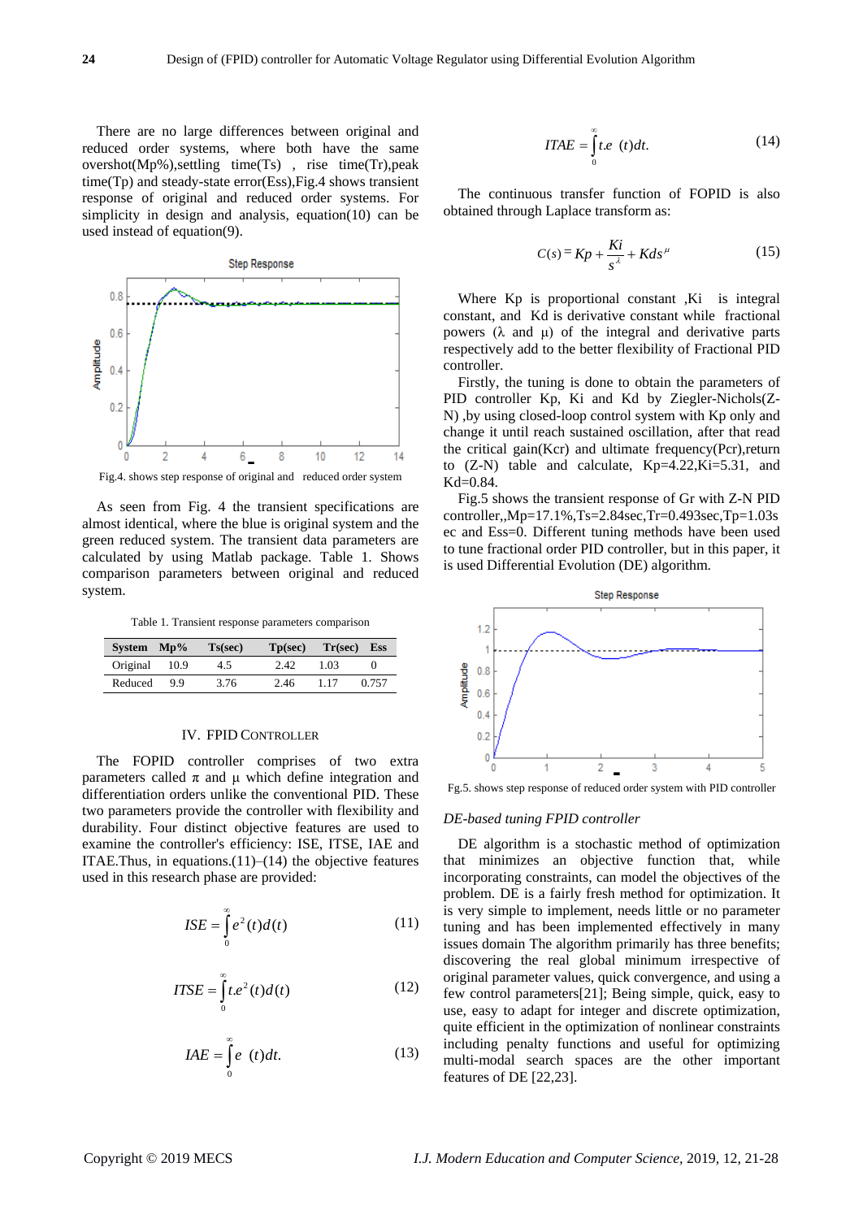There are no large differences between original and reduced order systems, where both have the same overshot(Mp%),settling time(Ts) , rise time(Tr),peak time(Tp) and steady-state error(Ess),Fig.4 shows transient response of original and reduced order systems. For simplicity in design and analysis, equation(10) can be used instead of equation(9).

Fig.4. shows step response of original and reduced order system

As seen from Fig. 4 the transient specifications are almost identical, where the blue is original system and the green reduced system. The transient data parameters are calculated by using Matlab package. Table 1. Shows comparison parameters between original and reduced system.

Table 1. Transient response parameters comparison

| System | Mp% | Ts(sec) | Tp(sec) | Tr(sec) | Ess |
|---|---|---|---|---|---|
| Original | 10.9 | 4.5 | 2.42 | 1.03 | 0 |
| Reduced | 9.9 | 3.76 | 2.46 | 1.17 | 0.757 |

## IV. FPID Controller

The FOPID controller comprises of two extra parameters called $\pi$ and $\mu$ which define integration and differentiation orders unlike the conventional PID. These two parameters provide the controller with flexibility and durability. Four distinct objective features are used to examine the controller's efficiency: ISE, ITSE, IAE and ITAE.Thus, in equations.(11)–(14) the objective features used in this research phase are provided:

$$ISE = \int_0^\infty e^2(t)d(t) \tag{11}$$

$$ITSE = \int_0^\infty t.e^2(t)d(t) \tag{12}$$

$$IAE = \int_0^\infty e\ (t)dt. \tag{13}$$

$$ITAE = \int_0^\infty t.e\ (t)dt. \tag{14}$$

The continuous transfer function of FOPID is also obtained through Laplace transform as:

$$C(s) = Kp + \frac{Ki}{s^{\lambda}} + Kds^{\mu} \tag{15}$$

Where Kp is proportional constant ,Ki is integral constant, and Kd is derivative constant while fractional powers ($\lambda$ and $\mu$) of the integral and derivative parts respectively add to the better flexibility of Fractional PID controller.

Firstly, the tuning is done to obtain the parameters of PID controller Kp, Ki and Kd by Ziegler-Nichols(Z-N) ,by using closed-loop control system with Kp only and change it until reach sustained oscillation, after that read the critical gain(Kcr) and ultimate frequency(Pcr),return to (Z-N) table and calculate, Kp=4.22,Ki=5.31, and Kd=0.84.

Fig.5 shows the transient response of Gr with Z-N PID controller,,Mp=17.1%,Ts=2.84sec,Tr=0.493sec,Tp=1.03sec and Ess=0. Different tuning methods have been used to tune fractional order PID controller, but in this paper, it is used Differential Evolution (DE) algorithm.

Fg.5. shows step response of reduced order system with PID controller

*DE-based tuning FPID controller*

DE algorithm is a stochastic method of optimization that minimizes an objective function that, while incorporating constraints, can model the objectives of the problem. DE is a fairly fresh method for optimization. It is very simple to implement, needs little or no parameter tuning and has been implemented effectively in many issues domain The algorithm primarily has three benefits; discovering the real global minimum irrespective of original parameter values, quick convergence, and using a few control parameters[21]; Being simple, quick, easy to use, easy to adapt for integer and discrete optimization, quite efficient in the optimization of nonlinear constraints including penalty functions and useful for optimizing multi-modal search spaces are the other important features of DE [22,23].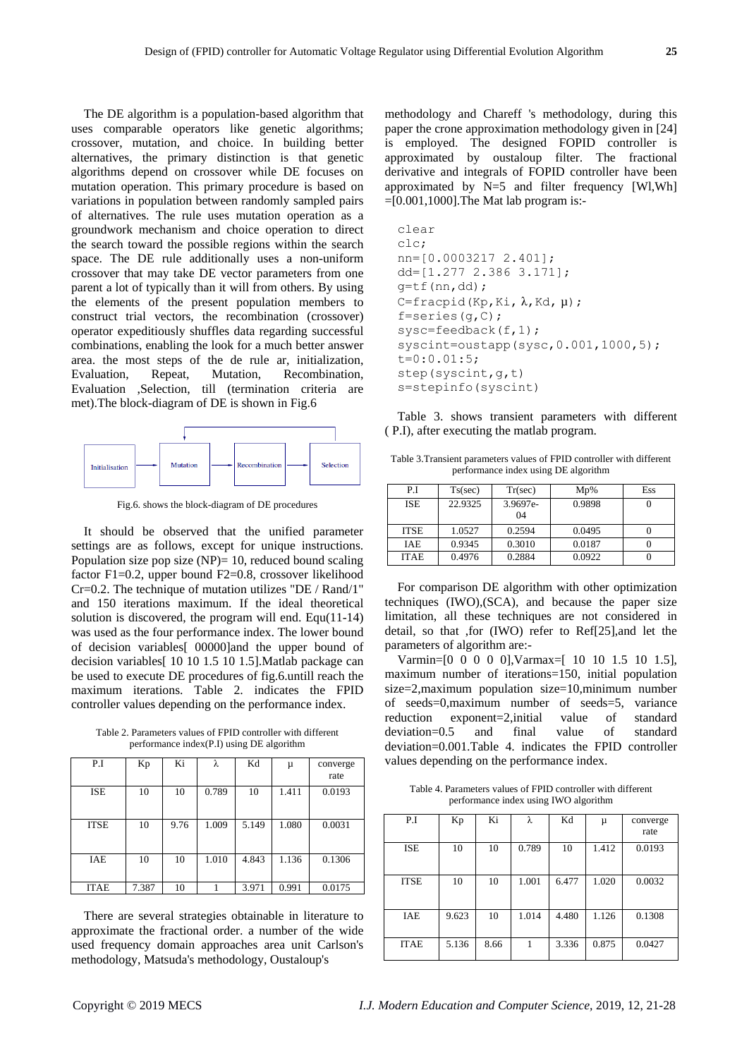The DE algorithm is a population-based algorithm that uses comparable operators like genetic algorithms; crossover, mutation, and choice. In building better alternatives, the primary distinction is that genetic algorithms depend on crossover while DE focuses on mutation operation. This primary procedure is based on variations in population between randomly sampled pairs of alternatives. The rule uses mutation operation as a groundwork mechanism and choice operation to direct the search toward the possible regions within the search space. The DE rule additionally uses a non-uniform crossover that may take DE vector parameters from one parent a lot of typically than it will from others. By using the elements of the present population members to construct trial vectors, the recombination (crossover) operator expeditiously shuffles data regarding successful combinations, enabling the look for a much better answer area. the most steps of the de rule ar, initialization, Evaluation, Repeat, Mutation, Recombination, Evaluation ,Selection, till (termination criteria are met).The block-diagram of DE is shown in Fig.6

Initialisation → Mutation → Recombination → Selection

Fig.6. shows the block-diagram of DE procedures

It should be observed that the unified parameter settings are as follows, except for unique instructions. Population size pop size (NP)= 10, reduced bound scaling factor F1=0.2, upper bound F2=0.8, crossover likelihood Cr=0.2. The technique of mutation utilizes "DE / Rand/1" and 150 iterations maximum. If the ideal theoretical solution is discovered, the program will end. Equ(11-14) was used as the four performance index. The lower bound of decision variables[ 00000]and the upper bound of decision variables[ 10 10 1.5 10 1.5].Matlab package can be used to execute DE procedures of fig.6.untill reach the maximum iterations. Table 2. indicates the FPID controller values depending on the performance index.

Table 2. Parameters values of FPID controller with different performance index(P.I) using DE algorithm

| P.I | Kp | Ki | λ | Kd | μ | converge rate |
|---|---|---|---|---|---|---|
| ISE | 10 | 10 | 0.789 | 10 | 1.411 | 0.0193 |
| ITSE | 10 | 9.76 | 1.009 | 5.149 | 1.080 | 0.0031 |
| IAE | 10 | 10 | 1.010 | 4.843 | 1.136 | 0.1306 |
| ITAE | 7.387 | 10 | 1 | 3.971 | 0.991 | 0.0175 |

There are several strategies obtainable in literature to approximate the fractional order. a number of the wide used frequency domain approaches area unit Carlson's methodology, Matsuda's methodology, Oustaloup's methodology and Chareff 's methodology, during this paper the crone approximation methodology given in [24] is employed. The designed FOPID controller is approximated by oustaloup filter. The fractional derivative and integrals of FOPID controller have been approximated by N=5 and filter frequency [Wl,Wh] =[0.001,1000].The Mat lab program is:-

```
clear
clc;
nn=[0.0003217 2.401];
dd=[1.277 2.386 3.171];
g=tf(nn,dd);
C=fracpid(Kp,Ki,λ,Kd,μ);
f=series(g,C);
sysc=feedback(f,1);
syscint=oustapp(sysc,0.001,1000,5);
t=0:0.01:5;
step(syscint,g,t)
s=stepinfo(syscint)
```

Table 3. shows transient parameters with different ( P.I), after executing the matlab program.

Table 3.Transient parameters values of FPID controller with different performance index using DE algorithm

| P.I | Ts(sec) | Tr(sec) | Mp% | Ess |
|---|---|---|---|---|
| ISE | 22.9325 | 3.9697e-04 | 0.9898 | 0 |
| ITSE | 1.0527 | 0.2594 | 0.0495 | 0 |
| IAE | 0.9345 | 0.3010 | 0.0187 | 0 |
| ITAE | 0.4976 | 0.2884 | 0.0922 | 0 |

For comparison DE algorithm with other optimization techniques (IWO),(SCA), and because the paper size limitation, all these techniques are not considered in detail, so that ,for (IWO) refer to Ref[25],and let the parameters of algorithm are:-

Varmin=[0 0 0 0 0],Varmax=[ 10 10 1.5 10 1.5], maximum number of iterations=150, initial population size=2,maximum population size=10,minimum number of seeds=0,maximum number of seeds=5, variance reduction exponent=2,initial value of standard deviation=0.5 and final value of standard deviation=0.001.Table 4. indicates the FPID controller values depending on the performance index.

Table 4. Parameters values of FPID controller with different performance index using IWO algorithm

| P.I | Kp | Ki | λ | Kd | μ | converge rate |
|---|---|---|---|---|---|---|
| ISE | 10 | 10 | 0.789 | 10 | 1.412 | 0.0193 |
| ITSE | 10 | 10 | 1.001 | 6.477 | 1.020 | 0.0032 |
| IAE | 9.623 | 10 | 1.014 | 4.480 | 1.126 | 0.1308 |
| ITAE | 5.136 | 8.66 | 1 | 3.336 | 0.875 | 0.0427 |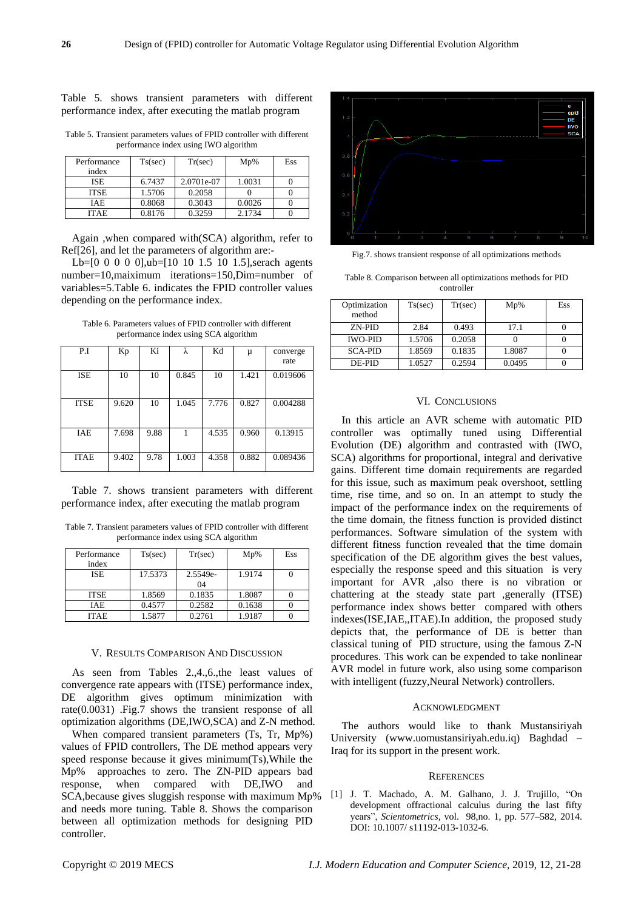Table 5. shows transient parameters with different performance index, after executing the matlab program

Table 5. Transient parameters values of FPID controller with different performance index using IWO algorithm

| Performance index | Ts(sec) | Tr(sec) | Mp% | Ess |
|---|---|---|---|---|
| ISE | 6.7437 | 2.0701e-07 | 1.0031 | 0 |
| ITSE | 1.5706 | 0.2058 | 0 | 0 |
| IAE | 0.8068 | 0.3043 | 0.0026 | 0 |
| ITAE | 0.8176 | 0.3259 | 2.1734 | 0 |

Again ,when compared with(SCA) algorithm, refer to Ref[26], and let the parameters of algorithm are:-

Lb=[0 0 0 0 0],ub=[10 10 1.5 10 1.5],serach agents number=10,maiximum iterations=150,Dim=number of variables=5.Table 6. indicates the FPID controller values depending on the performance index.

Table 6. Parameters values of FPID controller with different performance index using SCA algorithm

| P.I | Kp | Ki | λ | Kd | μ | converge rate |
|---|---|---|---|---|---|---|
| ISE | 10 | 10 | 0.845 | 10 | 1.421 | 0.019606 |
| ITSE | 9.620 | 10 | 1.045 | 7.776 | 0.827 | 0.004288 |
| IAE | 7.698 | 9.88 | 1 | 4.535 | 0.960 | 0.13915 |
| ITAE | 9.402 | 9.78 | 1.003 | 4.358 | 0.882 | 0.089436 |

Table 7. shows transient parameters with different performance index, after executing the matlab program

Table 7. Transient parameters values of FPID controller with different performance index using SCA algorithm

| Performance index | Ts(sec) | Tr(sec) | Mp% | Ess |
|---|---|---|---|---|
| ISE | 17.5373 | 2.5549e-04 | 1.9174 | 0 |
| ITSE | 1.8569 | 0.1835 | 1.8087 | 0 |
| IAE | 0.4577 | 0.2582 | 0.1638 | 0 |
| ITAE | 1.5877 | 0.2761 | 1.9187 | 0 |

## V. Results Comparison And Discussion

As seen from Tables 2.,4.,6.,the least values of convergence rate appears with (ITSE) performance index, DE algorithm gives optimum minimization with rate(0.0031) .Fig.7 shows the transient response of all optimization algorithms (DE,IWO,SCA) and Z-N method.

When compared transient parameters (Ts, Tr, Mp%) values of FPID controllers, The DE method appears very speed response because it gives minimum(Ts),While the Mp% approaches to zero. The ZN-PID appears bad response, when compared with DE,IWO and SCA,because gives sluggish response with maximum Mp% and needs more tuning. Table 8. Shows the comparison between all optimization methods for designing PID controller.

Fig.7. shows transient response of all optimizations methods

Table 8. Comparison between all optimizations methods for PID controller

| Optimization method | Ts(sec) | Tr(sec) | Mp% | Ess |
|---|---|---|---|---|
| ZN-PID | 2.84 | 0.493 | 17.1 | 0 |
| IWO-PID | 1.5706 | 0.2058 | 0 | 0 |
| SCA-PID | 1.8569 | 0.1835 | 1.8087 | 0 |
| DE-PID | 1.0527 | 0.2594 | 0.0495 | 0 |

## VI. Conclusions

In this article an AVR scheme with automatic PID controller was optimally tuned using Differential Evolution (DE) algorithm and contrasted with (IWO, SCA) algorithms for proportional, integral and derivative gains. Different time domain requirements are regarded for this issue, such as maximum peak overshoot, settling time, rise time, and so on. In an attempt to study the impact of the performance index on the requirements of the time domain, the fitness function is provided distinct performances. Software simulation of the system with different fitness function revealed that the time domain specification of the DE algorithm gives the best values, especially the response speed and this situation is very important for AVR ,also there is no vibration or chattering at the steady state part ,generally (ITSE) performance index shows better compared with others indexes(ISE,IAE,,ITAE).In addition, the proposed study depicts that, the performance of DE is better than classical tuning of PID structure, using the famous Z-N procedures. This work can be expended to take nonlinear AVR model in future work, also using some comparison with intelligent (fuzzy,Neural Network) controllers.

## Acknowledgment

The authors would like to thank Mustansiriyah University (www.uomustansiriyah.edu.iq) Baghdad – Iraq for its support in the present work.

## References

[1] J. T. Machado, A. M. Galhano, J. J. Trujillo, "On development offractional calculus during the last fifty years", *Scientometrics*, vol. 98,no. 1, pp. 577–582, 2014. DOI: 10.1007/ s11192-013-1032-6.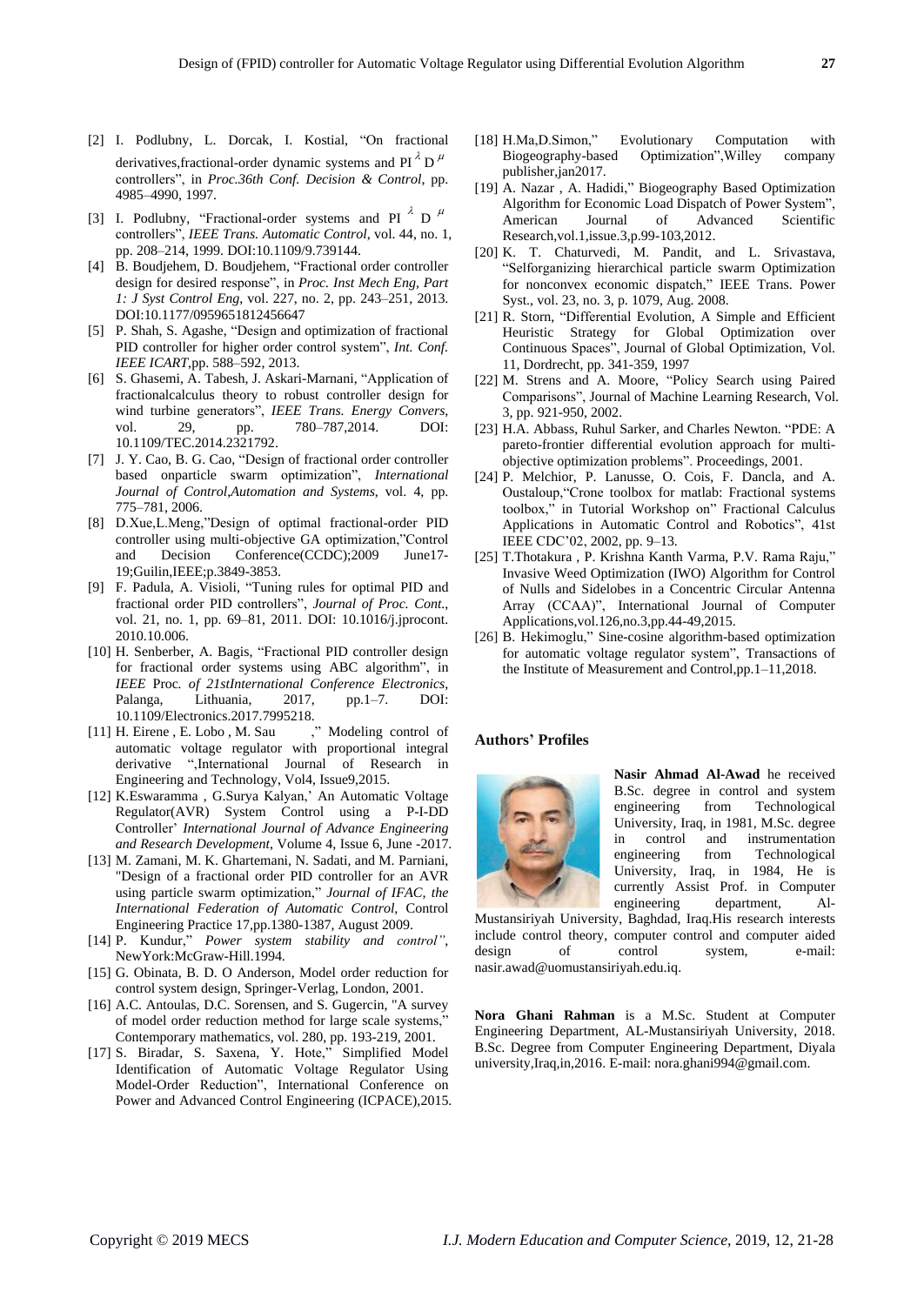[2] I. Podlubny, L. Dorcak, I. Kostial, "On fractional derivatives,fractional-order dynamic systems and PI $^{\lambda}$ D $^{\mu}$ controllers", in *Proc.36th Conf. Decision & Control*, pp. 4985–4990, 1997.

[3] I. Podlubny, "Fractional-order systems and PI $^{\lambda}$ D $^{\mu}$ controllers", *IEEE Trans. Automatic Control*, vol. 44, no. 1, pp. 208–214, 1999. DOI:10.1109/9.739144.

[4] B. Boudjehem, D. Boudjehem, "Fractional order controller design for desired response", in *Proc. Inst Mech Eng, Part 1: J Syst Control Eng*, vol. 227, no. 2, pp. 243–251, 2013. DOI:10.1177/0959651812456647

[5] P. Shah, S. Agashe, "Design and optimization of fractional PID controller for higher order control system", *Int. Conf. IEEE ICART*,pp. 588–592, 2013.

[6] S. Ghasemi, A. Tabesh, J. Askari-Marnani, "Application of fractionalcalculus theory to robust controller design for wind turbine generators", *IEEE Trans. Energy Convers*, vol. 29, pp. 780–787,2014. DOI: 10.1109/TEC.2014.2321792.

[7] J. Y. Cao, B. G. Cao, "Design of fractional order controller based onparticle swarm optimization", *International Journal of Control,Automation and Systems*, vol. 4, pp. 775–781, 2006.

[8] D.Xue,L.Meng,"Design of optimal fractional-order PID controller using multi-objective GA optimization,"Control and Decision Conference(CCDC);2009 June17-19;Guilin,IEEE;p.3849-3853.

[9] F. Padula, A. Visioli, "Tuning rules for optimal PID and fractional order PID controllers", *Journal of Proc. Cont.*, vol. 21, no. 1, pp. 69–81, 2011. DOI: 10.1016/j.jprocont. 2010.10.006.

[10] H. Senberber, A. Bagis, "Fractional PID controller design for fractional order systems using ABC algorithm", in *IEEE* Proc*. of 21stInternational Conference Electronics*, Palanga, Lithuania, 2017, pp.1–7. DOI: 10.1109/Electronics.2017.7995218.

[11] H. Eirene , E. Lobo , M. Sau ," Modeling control of automatic voltage regulator with proportional integral derivative ",International Journal of Research in Engineering and Technology, Vol4, Issue9,2015.

[12] K.Eswaramma , G.Surya Kalyan,' An Automatic Voltage Regulator(AVR) System Control using a P-I-DD Controller' *International Journal of Advance Engineering and Research Development*, Volume 4, Issue 6, June -2017.

[13] M. Zamani, M. K. Ghartemani, N. Sadati, and M. Parniani, "Design of a fractional order PID controller for an AVR using particle swarm optimization," *Journal of IFAC, the International Federation of Automatic Control*, Control Engineering Practice 17,pp.1380-1387, August 2009.

[14] P. Kundur," *Power system stability and control"*, NewYork:McGraw-Hill.1994.

[15] G. Obinata, B. D. O Anderson, Model order reduction for control system design, Springer-Verlag, London, 2001.

[16] A.C. Antoulas, D.C. Sorensen, and S. Gugercin, "A survey of model order reduction method for large scale systems," Contemporary mathematics, vol. 280, pp. 193-219, 2001.

[17] S. Biradar, S. Saxena, Y. Hote," Simplified Model Identification of Automatic Voltage Regulator Using Model-Order Reduction", International Conference on Power and Advanced Control Engineering (ICPACE),2015.

[18] H.Ma,D.Simon," Evolutionary Computation with Biogeography-based Optimization",Willey company publisher,jan2017.

[19] A. Nazar , A. Hadidi," Biogeography Based Optimization Algorithm for Economic Load Dispatch of Power System", American Journal of Advanced Scientific Research,vol.1,issue.3,p.99-103,2012.

[20] K. T. Chaturvedi, M. Pandit, and L. Srivastava, "Selforganizing hierarchical particle swarm Optimization for nonconvex economic dispatch," IEEE Trans. Power Syst., vol. 23, no. 3, p. 1079, Aug. 2008.

[21] R. Storn, "Differential Evolution, A Simple and Efficient Heuristic Strategy for Global Optimization over Continuous Spaces", Journal of Global Optimization, Vol. 11, Dordrecht, pp. 341-359, 1997

[22] M. Strens and A. Moore, "Policy Search using Paired Comparisons", Journal of Machine Learning Research, Vol. 3, pp. 921-950, 2002.

[23] H.A. Abbass, Ruhul Sarker, and Charles Newton. "PDE: A pareto-frontier differential evolution approach for multi-objective optimization problems". Proceedings, 2001.

[24] P. Melchior, P. Lanusse, O. Cois, F. Dancla, and A. Oustaloup,"Crone toolbox for matlab: Fractional systems toolbox," in Tutorial Workshop on" Fractional Calculus Applications in Automatic Control and Robotics", 41st IEEE CDC'02, 2002, pp. 9–13.

[25] T.Thotakura , P. Krishna Kanth Varma, P.V. Rama Raju," Invasive Weed Optimization (IWO) Algorithm for Control of Nulls and Sidelobes in a Concentric Circular Antenna Array (CCAA)", International Journal of Computer Applications,vol.126,no.3,pp.44-49,2015.

[26] B. Hekimoglu," Sine-cosine algorithm-based optimization for automatic voltage regulator system", Transactions of the Institute of Measurement and Control,pp.1–11,2018.

## Authors' Profiles

**Nasir Ahmad Al-Awad** he received B.Sc. degree in control and system engineering from Technological University, Iraq, in 1981, M.Sc. degree in control and instrumentation engineering from Technological University, Iraq, in 1984, He is currently Assist Prof. in Computer engineering department, Al-Mustansiriyah University, Baghdad, Iraq.His research interests include control theory, computer control and computer aided design of control system, e-mail: nasir.awad@uomustansiriyah.edu.iq.

**Nora Ghani Rahman** is a M.Sc. Student at Computer Engineering Department, AL-Mustansiriyah University, 2018. B.Sc. Degree from Computer Engineering Department, Diyala university,Iraq,in,2016. E-mail: nora.ghani994@gmail.com.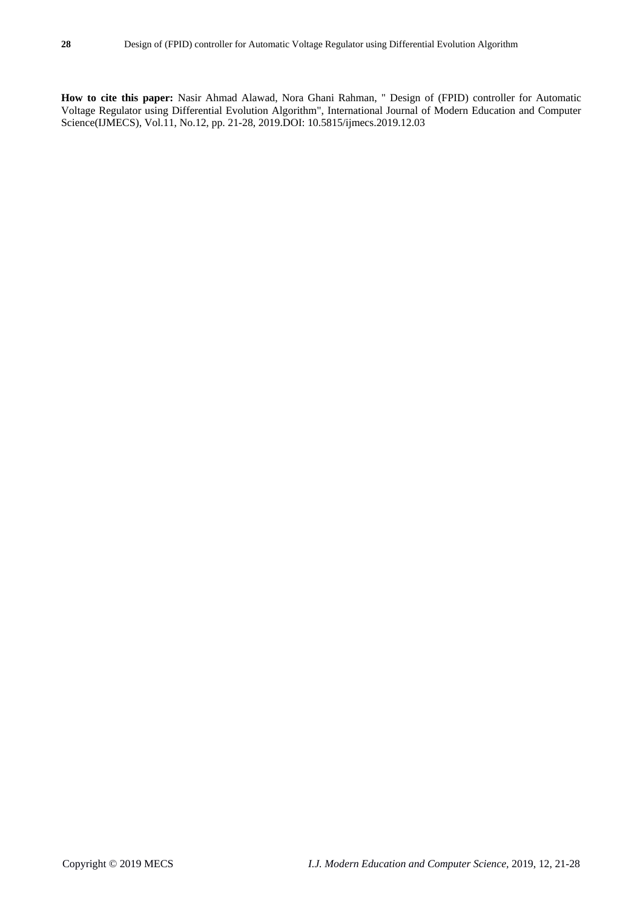**How to cite this paper:** Nasir Ahmad Alawad, Nora Ghani Rahman, " Design of (FPID) controller for Automatic Voltage Regulator using Differential Evolution Algorithm", International Journal of Modern Education and Computer Science(IJMECS), Vol.11, No.12, pp. 21-28, 2019.DOI: 10.5815/ijmecs.2019.12.03